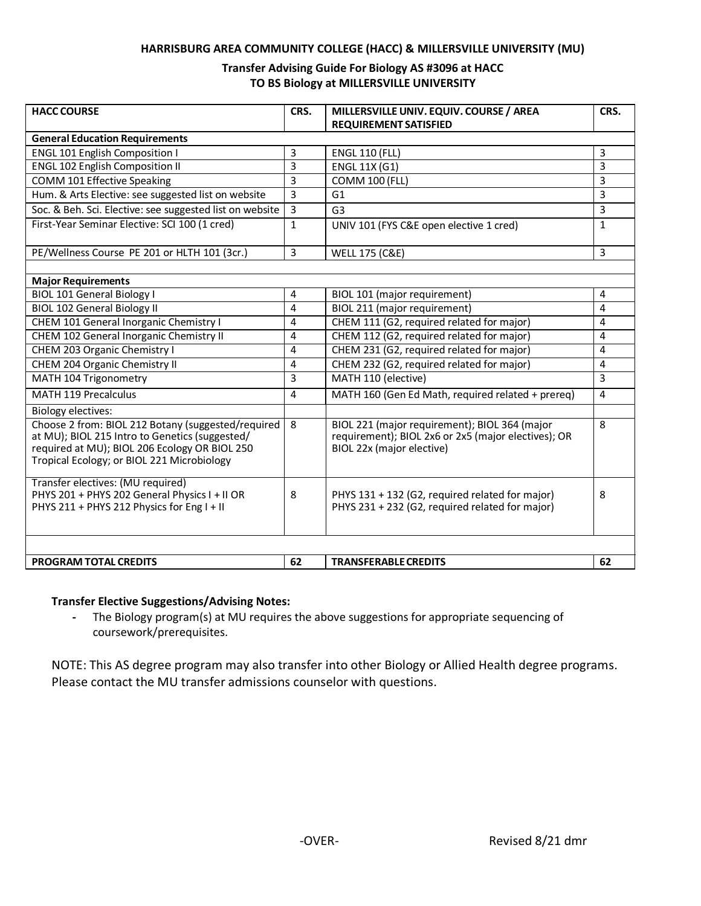**HARRISBURG AREA COMMUNITY COLLEGE (HACC) & MILLERSVILLE UNIVERSITY (MU)**

**Transfer Advising Guide For Biology AS #3096 at HACC**
**TO BS Biology at MILLERSVILLE UNIVERSITY**

| HACC COURSE | CRS. | MILLERSVILLE UNIV. EQUIV. COURSE / AREA REQUIREMENT SATISFIED | CRS. |
|---|---|---|---|
| **General Education Requirements** | | | |
| ENGL 101 English Composition I | 3 | ENGL 110 (FLL) | 3 |
| ENGL 102 English Composition II | 3 | ENGL 11X (G1) | 3 |
| COMM 101 Effective Speaking | 3 | COMM 100 (FLL) | 3 |
| Hum. & Arts Elective: see suggested list on website | 3 | G1 | 3 |
| Soc. & Beh. Sci. Elective: see suggested list on website | 3 | G3 | 3 |
| First-Year Seminar Elective: SCI 100 (1 cred) | 1 | UNIV 101 (FYS C&E open elective 1 cred) | 1 |
| PE/Wellness Course PE 201 or HLTH 101 (3cr.) | 3 | WELL 175 (C&E) | 3 |
| | | | |
| **Major Requirements** | | | |
| BIOL 101 General Biology I | 4 | BIOL 101 (major requirement) | 4 |
| BIOL 102 General Biology II | 4 | BIOL 211 (major requirement) | 4 |
| CHEM 101 General Inorganic Chemistry I | 4 | CHEM 111 (G2, required related for major) | 4 |
| CHEM 102 General Inorganic Chemistry II | 4 | CHEM 112 (G2, required related for major) | 4 |
| CHEM 203 Organic Chemistry I | 4 | CHEM 231 (G2, required related for major) | 4 |
| CHEM 204 Organic Chemistry II | 4 | CHEM 232 (G2, required related for major) | 4 |
| MATH 104 Trigonometry | 3 | MATH 110 (elective) | 3 |
| MATH 119 Precalculus | 4 | MATH 160 (Gen Ed Math, required related + prereq) | 4 |
| Biology electives: | | | |
| Choose 2 from: BIOL 212 Botany (suggested/required at MU); BIOL 215 Intro to Genetics (suggested/ required at MU); BIOL 206 Ecology OR BIOL 250 Tropical Ecology; or BIOL 221 Microbiology | 8 | BIOL 221 (major requirement); BIOL 364 (major requirement); BIOL 2x6 or 2x5 (major electives); OR BIOL 22x (major elective) | 8 |
| Transfer electives: (MU required) PHYS 201 + PHYS 202 General Physics I + II OR PHYS 211 + PHYS 212 Physics for Eng I + II | 8 | PHYS 131 + 132 (G2, required related for major) PHYS 231 + 232 (G2, required related for major) | 8 |
| | | | |
| **PROGRAM TOTAL CREDITS** | **62** | **TRANSFERABLE CREDITS** | **62** |

**Transfer Elective Suggestions/Advising Notes:**

- The Biology program(s) at MU requires the above suggestions for appropriate sequencing of coursework/prerequisites.

NOTE: This AS degree program may also transfer into other Biology or Allied Health degree programs. Please contact the MU transfer admissions counselor with questions.

-OVER-

Revised 8/21 dmr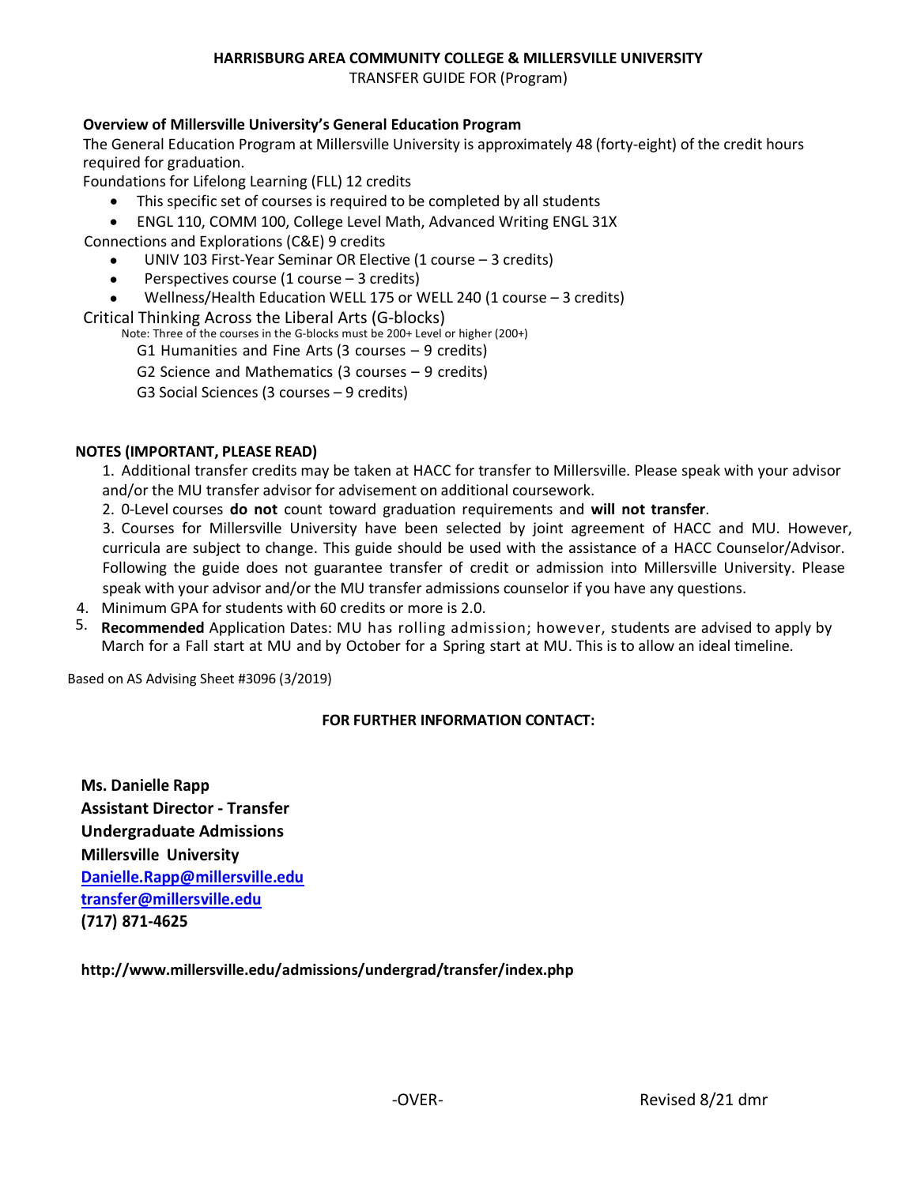**HARRISBURG AREA COMMUNITY COLLEGE & MILLERSVILLE UNIVERSITY**

TRANSFER GUIDE FOR (Program)

**Overview of Millersville University's General Education Program**

The General Education Program at Millersville University is approximately 48 (forty-eight) of the credit hours required for graduation.

Foundations for Lifelong Learning (FLL) 12 credits

- This specific set of courses is required to be completed by all students
- ENGL 110, COMM 100, College Level Math, Advanced Writing ENGL 31X

Connections and Explorations (C&E) 9 credits

- UNIV 103 First-Year Seminar OR Elective (1 course – 3 credits)
- Perspectives course (1 course – 3 credits)
- Wellness/Health Education WELL 175 or WELL 240 (1 course – 3 credits)

Critical Thinking Across the Liberal Arts (G-blocks)

Note: Three of the courses in the G-blocks must be 200+ Level or higher (200+)

G1 Humanities and Fine Arts (3 courses – 9 credits)

G2 Science and Mathematics (3 courses – 9 credits)

G3 Social Sciences (3 courses – 9 credits)

**NOTES (IMPORTANT, PLEASE READ)**

1. Additional transfer credits may be taken at HACC for transfer to Millersville. Please speak with your advisor and/or the MU transfer advisor for advisement on additional coursework.
2. 0-Level courses **do not** count toward graduation requirements and **will not transfer**.
3. Courses for Millersville University have been selected by joint agreement of HACC and MU. However, curricula are subject to change. This guide should be used with the assistance of a HACC Counselor/Advisor. Following the guide does not guarantee transfer of credit or admission into Millersville University. Please speak with your advisor and/or the MU transfer admissions counselor if you have any questions.
4. Minimum GPA for students with 60 credits or more is 2.0.
5. **Recommended** Application Dates: MU has rolling admission; however, students are advised to apply by March for a Fall start at MU and by October for a Spring start at MU. This is to allow an ideal timeline.

Based on AS Advising Sheet #3096 (3/2019)

**FOR FURTHER INFORMATION CONTACT:**

**Ms. Danielle Rapp**
**Assistant Director - Transfer**
**Undergraduate Admissions**
**Millersville University**
**Danielle.Rapp@millersville.edu**
**transfer@millersville.edu**
**(717) 871-4625**

**http://www.millersville.edu/admissions/undergrad/transfer/index.php**

-OVER-

Revised 8/21 dmr